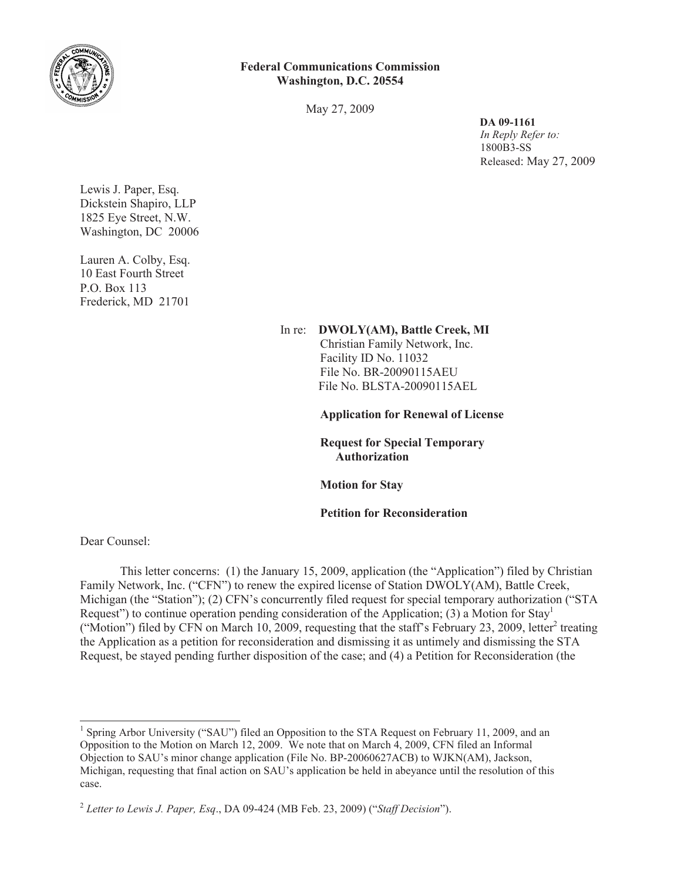**Federal Communications Commission**
**Washington, D.C. 20554**

May 27, 2009

**DA 09-1161**
*In Reply Refer to:*
1800B3-SS
Released: May 27, 2009

Lewis J. Paper, Esq.
Dickstein Shapiro, LLP
1825 Eye Street, N.W.
Washington, DC 20006

Lauren A. Colby, Esq.
10 East Fourth Street
P.O. Box 113
Frederick, MD 21701

In re: **DWOLY(AM), Battle Creek, MI**
Christian Family Network, Inc.
Facility ID No. 11032
File No. BR-20090115AEU
File No. BLSTA-20090115AEL

**Application for Renewal of License**

**Request for Special Temporary Authorization**

**Motion for Stay**

**Petition for Reconsideration**

Dear Counsel:

This letter concerns: (1) the January 15, 2009, application (the "Application") filed by Christian Family Network, Inc. ("CFN") to renew the expired license of Station DWOLY(AM), Battle Creek, Michigan (the "Station"); (2) CFN's concurrently filed request for special temporary authorization ("STA Request") to continue operation pending consideration of the Application; (3) a Motion for Stay[1] ("Motion") filed by CFN on March 10, 2009, requesting that the staff's February 23, 2009, letter[2] treating the Application as a petition for reconsideration and dismissing it as untimely and dismissing the STA Request, be stayed pending further disposition of the case; and (4) a Petition for Reconsideration (the

[1] Spring Arbor University ("SAU") filed an Opposition to the STA Request on February 11, 2009, and an Opposition to the Motion on March 12, 2009. We note that on March 4, 2009, CFN filed an Informal Objection to SAU's minor change application (File No. BP-20060627ACB) to WJKN(AM), Jackson, Michigan, requesting that final action on SAU's application be held in abeyance until the resolution of this case.

[2] *Letter to Lewis J. Paper, Esq*., DA 09-424 (MB Feb. 23, 2009) ("*Staff Decision*").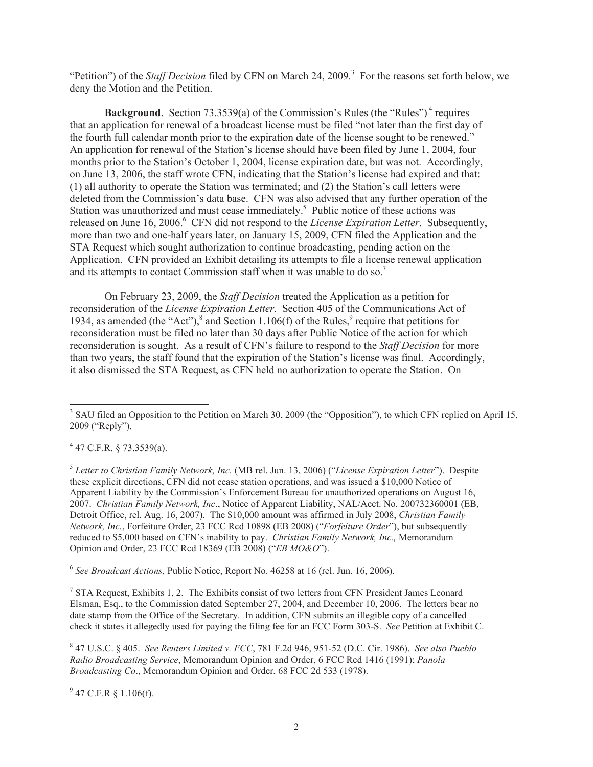"Petition") of the *Staff Decision* filed by CFN on March 24, 2009.[3] For the reasons set forth below, we deny the Motion and the Petition.

**Background**. Section 73.3539(a) of the Commission's Rules (the "Rules")[4] requires that an application for renewal of a broadcast license must be filed "not later than the first day of the fourth full calendar month prior to the expiration date of the license sought to be renewed." An application for renewal of the Station's license should have been filed by June 1, 2004, four months prior to the Station's October 1, 2004, license expiration date, but was not. Accordingly, on June 13, 2006, the staff wrote CFN, indicating that the Station's license had expired and that: (1) all authority to operate the Station was terminated; and (2) the Station's call letters were deleted from the Commission's data base. CFN was also advised that any further operation of the Station was unauthorized and must cease immediately.[5] Public notice of these actions was released on June 16, 2006.[6] CFN did not respond to the *License Expiration Letter*. Subsequently, more than two and one-half years later, on January 15, 2009, CFN filed the Application and the STA Request which sought authorization to continue broadcasting, pending action on the Application. CFN provided an Exhibit detailing its attempts to file a license renewal application and its attempts to contact Commission staff when it was unable to do so.[7]

On February 23, 2009, the *Staff Decision* treated the Application as a petition for reconsideration of the *License Expiration Letter*. Section 405 of the Communications Act of 1934, as amended (the "Act"),[8] and Section 1.106(f) of the Rules,[9] require that petitions for reconsideration must be filed no later than 30 days after Public Notice of the action for which reconsideration is sought. As a result of CFN's failure to respond to the *Staff Decision* for more than two years, the staff found that the expiration of the Station's license was final. Accordingly, it also dismissed the STA Request, as CFN held no authorization to operate the Station. On

---

[3] SAU filed an Opposition to the Petition on March 30, 2009 (the "Opposition"), to which CFN replied on April 15, 2009 ("Reply").

[4] 47 C.F.R. § 73.3539(a).

[5] *Letter to Christian Family Network, Inc.* (MB rel. Jun. 13, 2006) ("*License Expiration Letter*"). Despite these explicit directions, CFN did not cease station operations, and was issued a $10,000 Notice of Apparent Liability by the Commission's Enforcement Bureau for unauthorized operations on August 16, 2007. *Christian Family Network, Inc*., Notice of Apparent Liability, NAL/Acct. No. 200732360001 (EB, Detroit Office, rel. Aug. 16, 2007). The $10,000 amount was affirmed in July 2008, *Christian Family Network, Inc.*, Forfeiture Order, 23 FCC Rcd 10898 (EB 2008) ("*Forfeiture Order*"), but subsequently reduced to $5,000 based on CFN's inability to pay. *Christian Family Network, Inc.,* Memorandum Opinion and Order, 23 FCC Rcd 18369 (EB 2008) ("*EB MO&O*").

[6] *See Broadcast Actions,* Public Notice, Report No. 46258 at 16 (rel. Jun. 16, 2006).

[7] STA Request, Exhibits 1, 2. The Exhibits consist of two letters from CFN President James Leonard Elsman, Esq., to the Commission dated September 27, 2004, and December 10, 2006. The letters bear no date stamp from the Office of the Secretary. In addition, CFN submits an illegible copy of a cancelled check it states it allegedly used for paying the filing fee for an FCC Form 303-S. *See* Petition at Exhibit C.

[8] 47 U.S.C. § 405. *See Reuters Limited v. FCC*, 781 F.2d 946, 951-52 (D.C. Cir. 1986). *See also Pueblo Radio Broadcasting Service*, Memorandum Opinion and Order, 6 FCC Rcd 1416 (1991); *Panola Broadcasting Co*., Memorandum Opinion and Order, 68 FCC 2d 533 (1978).

[9] 47 C.F.R § 1.106(f).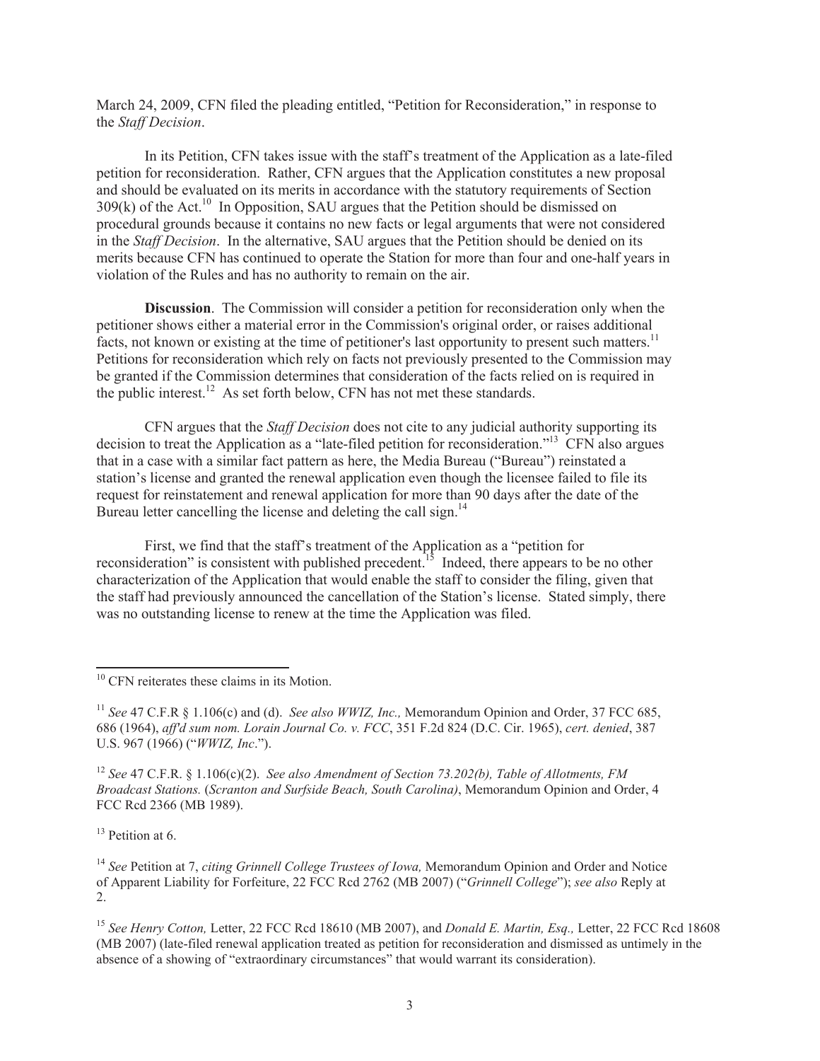March 24, 2009, CFN filed the pleading entitled, "Petition for Reconsideration," in response to the *Staff Decision*.

In its Petition, CFN takes issue with the staff's treatment of the Application as a late-filed petition for reconsideration. Rather, CFN argues that the Application constitutes a new proposal and should be evaluated on its merits in accordance with the statutory requirements of Section 309(k) of the Act.[10] In Opposition, SAU argues that the Petition should be dismissed on procedural grounds because it contains no new facts or legal arguments that were not considered in the *Staff Decision*. In the alternative, SAU argues that the Petition should be denied on its merits because CFN has continued to operate the Station for more than four and one-half years in violation of the Rules and has no authority to remain on the air.

**Discussion**. The Commission will consider a petition for reconsideration only when the petitioner shows either a material error in the Commission's original order, or raises additional facts, not known or existing at the time of petitioner's last opportunity to present such matters.[11] Petitions for reconsideration which rely on facts not previously presented to the Commission may be granted if the Commission determines that consideration of the facts relied on is required in the public interest.[12] As set forth below, CFN has not met these standards.

CFN argues that the *Staff Decision* does not cite to any judicial authority supporting its decision to treat the Application as a "late-filed petition for reconsideration."[13] CFN also argues that in a case with a similar fact pattern as here, the Media Bureau ("Bureau") reinstated a station's license and granted the renewal application even though the licensee failed to file its request for reinstatement and renewal application for more than 90 days after the date of the Bureau letter cancelling the license and deleting the call sign.[14]

First, we find that the staff's treatment of the Application as a "petition for reconsideration" is consistent with published precedent.[15] Indeed, there appears to be no other characterization of the Application that would enable the staff to consider the filing, given that the staff had previously announced the cancellation of the Station's license. Stated simply, there was no outstanding license to renew at the time the Application was filed.

---

[10] CFN reiterates these claims in its Motion.

[11] *See* 47 C.F.R § 1.106(c) and (d). *See also WWIZ, Inc.,* Memorandum Opinion and Order, 37 FCC 685, 686 (1964), *aff'd sum nom. Lorain Journal Co. v. FCC*, 351 F.2d 824 (D.C. Cir. 1965), *cert. denied*, 387 U.S. 967 (1966) ("*WWIZ, Inc*.").

[12] *See* 47 C.F.R. § 1.106(c)(2). *See also Amendment of Section 73.202(b), Table of Allotments, FM Broadcast Stations.* (*Scranton and Surfside Beach, South Carolina)*, Memorandum Opinion and Order, 4 FCC Rcd 2366 (MB 1989).

[13] Petition at 6.

[14] *See* Petition at 7, *citing Grinnell College Trustees of Iowa,* Memorandum Opinion and Order and Notice of Apparent Liability for Forfeiture, 22 FCC Rcd 2762 (MB 2007) ("*Grinnell College*"); *see also* Reply at 2.

[15] *See Henry Cotton,* Letter, 22 FCC Rcd 18610 (MB 2007), and *Donald E. Martin, Esq.,* Letter, 22 FCC Rcd 18608 (MB 2007) (late-filed renewal application treated as petition for reconsideration and dismissed as untimely in the absence of a showing of "extraordinary circumstances" that would warrant its consideration).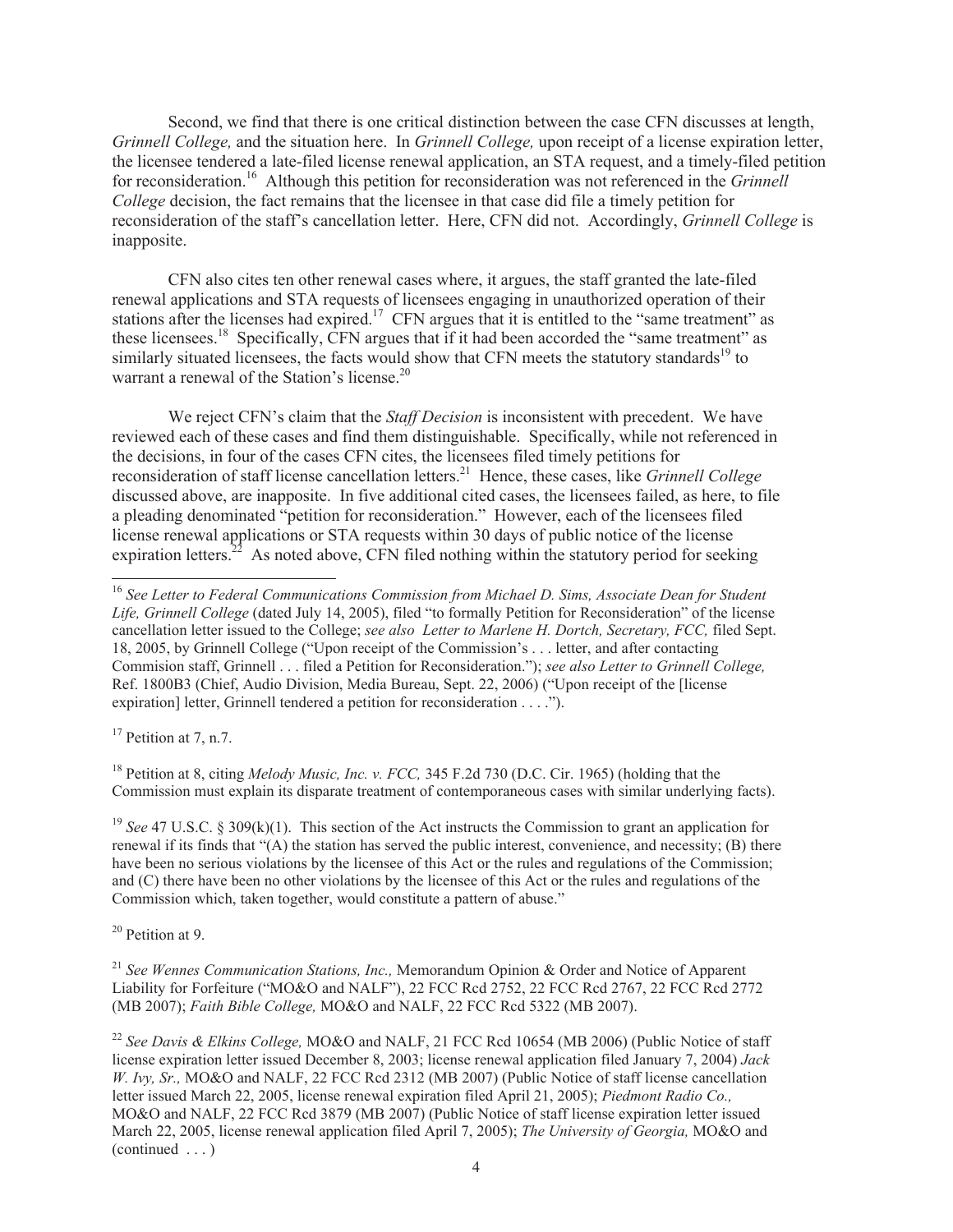Second, we find that there is one critical distinction between the case CFN discusses at length, *Grinnell College,* and the situation here. In *Grinnell College,* upon receipt of a license expiration letter, the licensee tendered a late-filed license renewal application, an STA request, and a timely-filed petition for reconsideration.[16] Although this petition for reconsideration was not referenced in the *Grinnell College* decision, the fact remains that the licensee in that case did file a timely petition for reconsideration of the staff's cancellation letter. Here, CFN did not. Accordingly, *Grinnell College* is inapposite.

CFN also cites ten other renewal cases where, it argues, the staff granted the late-filed renewal applications and STA requests of licensees engaging in unauthorized operation of their stations after the licenses had expired.[17] CFN argues that it is entitled to the "same treatment" as these licensees.[18] Specifically, CFN argues that if it had been accorded the "same treatment" as similarly situated licensees, the facts would show that CFN meets the statutory standards[19] to warrant a renewal of the Station's license.[20]

We reject CFN's claim that the *Staff Decision* is inconsistent with precedent. We have reviewed each of these cases and find them distinguishable. Specifically, while not referenced in the decisions, in four of the cases CFN cites, the licensees filed timely petitions for reconsideration of staff license cancellation letters.[21] Hence, these cases, like *Grinnell College* discussed above, are inapposite. In five additional cited cases, the licensees failed, as here, to file a pleading denominated "petition for reconsideration." However, each of the licensees filed license renewal applications or STA requests within 30 days of public notice of the license expiration letters.[22] As noted above, CFN filed nothing within the statutory period for seeking

---

[16] *See Letter to Federal Communications Commission from Michael D. Sims, Associate Dean for Student Life, Grinnell College* (dated July 14, 2005), filed "to formally Petition for Reconsideration" of the license cancellation letter issued to the College; *see also Letter to Marlene H. Dortch, Secretary, FCC,* filed Sept. 18, 2005, by Grinnell College ("Upon receipt of the Commission's . . . letter, and after contacting Commision staff, Grinnell . . . filed a Petition for Reconsideration."); *see also Letter to Grinnell College,* Ref. 1800B3 (Chief, Audio Division, Media Bureau, Sept. 22, 2006) ("Upon receipt of the [license expiration] letter, Grinnell tendered a petition for reconsideration . . . .").

[17] Petition at 7, n.7.

[18] Petition at 8, citing *Melody Music, Inc. v. FCC,* 345 F.2d 730 (D.C. Cir. 1965) (holding that the Commission must explain its disparate treatment of contemporaneous cases with similar underlying facts).

[19] *See* 47 U.S.C. § 309(k)(1). This section of the Act instructs the Commission to grant an application for renewal if its finds that "(A) the station has served the public interest, convenience, and necessity; (B) there have been no serious violations by the licensee of this Act or the rules and regulations of the Commission; and (C) there have been no other violations by the licensee of this Act or the rules and regulations of the Commission which, taken together, would constitute a pattern of abuse."

[20] Petition at 9.

[21] *See Wennes Communication Stations, Inc.,* Memorandum Opinion & Order and Notice of Apparent Liability for Forfeiture ("MO&O and NALF"), 22 FCC Rcd 2752, 22 FCC Rcd 2767, 22 FCC Rcd 2772 (MB 2007); *Faith Bible College,* MO&O and NALF, 22 FCC Rcd 5322 (MB 2007).

[22] *See Davis & Elkins College,* MO&O and NALF, 21 FCC Rcd 10654 (MB 2006) (Public Notice of staff license expiration letter issued December 8, 2003; license renewal application filed January 7, 2004) *Jack W. Ivy, Sr.,* MO&O and NALF, 22 FCC Rcd 2312 (MB 2007) (Public Notice of staff license cancellation letter issued March 22, 2005, license renewal expiration filed April 21, 2005); *Piedmont Radio Co.,* MO&O and NALF, 22 FCC Rcd 3879 (MB 2007) (Public Notice of staff license expiration letter issued March 22, 2005, license renewal application filed April 7, 2005); *The University of Georgia,* MO&O and (continued . . . )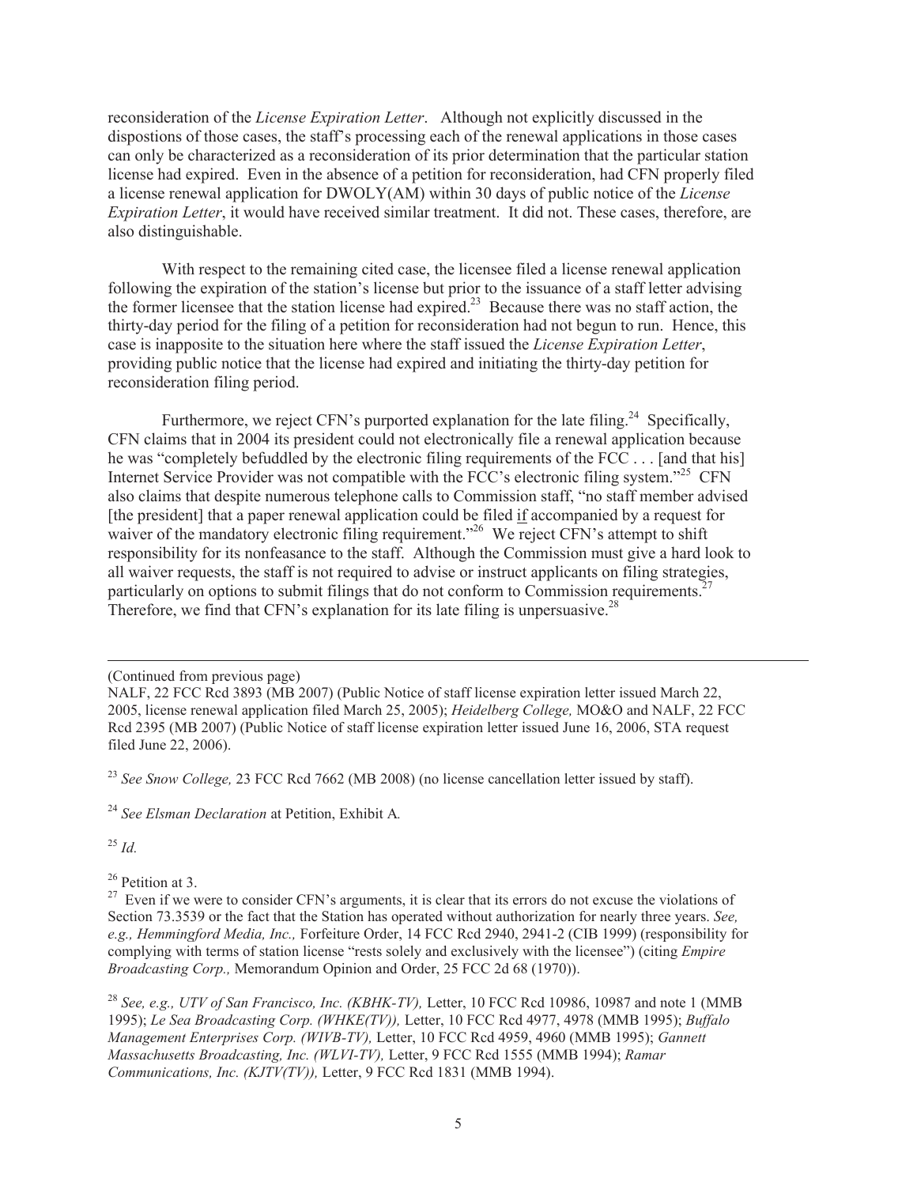reconsideration of the *License Expiration Letter*. Although not explicitly discussed in the dispostions of those cases, the staff's processing each of the renewal applications in those cases can only be characterized as a reconsideration of its prior determination that the particular station license had expired. Even in the absence of a petition for reconsideration, had CFN properly filed a license renewal application for DWOLY(AM) within 30 days of public notice of the *License Expiration Letter*, it would have received similar treatment. It did not. These cases, therefore, are also distinguishable.

With respect to the remaining cited case, the licensee filed a license renewal application following the expiration of the station's license but prior to the issuance of a staff letter advising the former licensee that the station license had expired.[23] Because there was no staff action, the thirty-day period for the filing of a petition for reconsideration had not begun to run. Hence, this case is inapposite to the situation here where the staff issued the *License Expiration Letter*, providing public notice that the license had expired and initiating the thirty-day petition for reconsideration filing period.

Furthermore, we reject CFN's purported explanation for the late filing.[24] Specifically, CFN claims that in 2004 its president could not electronically file a renewal application because he was "completely befuddled by the electronic filing requirements of the FCC . . . [and that his] Internet Service Provider was not compatible with the FCC's electronic filing system."[25] CFN also claims that despite numerous telephone calls to Commission staff, "no staff member advised [the president] that a paper renewal application could be filed <u>if</u> accompanied by a request for waiver of the mandatory electronic filing requirement."[26] We reject CFN's attempt to shift responsibility for its nonfeasance to the staff. Although the Commission must give a hard look to all waiver requests, the staff is not required to advise or instruct applicants on filing strategies, particularly on options to submit filings that do not conform to Commission requirements.[27] Therefore, we find that CFN's explanation for its late filing is unpersuasive.[28]

---

(Continued from previous page)

NALF, 22 FCC Rcd 3893 (MB 2007) (Public Notice of staff license expiration letter issued March 22, 2005, license renewal application filed March 25, 2005); *Heidelberg College,* MO&O and NALF, 22 FCC Rcd 2395 (MB 2007) (Public Notice of staff license expiration letter issued June 16, 2006, STA request filed June 22, 2006).

[23] *See Snow College,* 23 FCC Rcd 7662 (MB 2008) (no license cancellation letter issued by staff).

[24] *See Elsman Declaration* at Petition, Exhibit A.

[25] *Id.*

[26] Petition at 3.

[27] Even if we were to consider CFN's arguments, it is clear that its errors do not excuse the violations of Section 73.3539 or the fact that the Station has operated without authorization for nearly three years. *See, e.g., Hemmingford Media, Inc.,* Forfeiture Order, 14 FCC Rcd 2940, 2941-2 (CIB 1999) (responsibility for complying with terms of station license "rests solely and exclusively with the licensee") (citing *Empire Broadcasting Corp.,* Memorandum Opinion and Order, 25 FCC 2d 68 (1970)).

[28] *See, e.g., UTV of San Francisco, Inc. (KBHK-TV),* Letter, 10 FCC Rcd 10986, 10987 and note 1 (MMB 1995); *Le Sea Broadcasting Corp. (WHKE(TV)),* Letter, 10 FCC Rcd 4977, 4978 (MMB 1995); *Buffalo Management Enterprises Corp. (WIVB-TV),* Letter, 10 FCC Rcd 4959, 4960 (MMB 1995); *Gannett Massachusetts Broadcasting, Inc. (WLVI-TV),* Letter, 9 FCC Rcd 1555 (MMB 1994); *Ramar Communications, Inc. (KJTV(TV)),* Letter, 9 FCC Rcd 1831 (MMB 1994).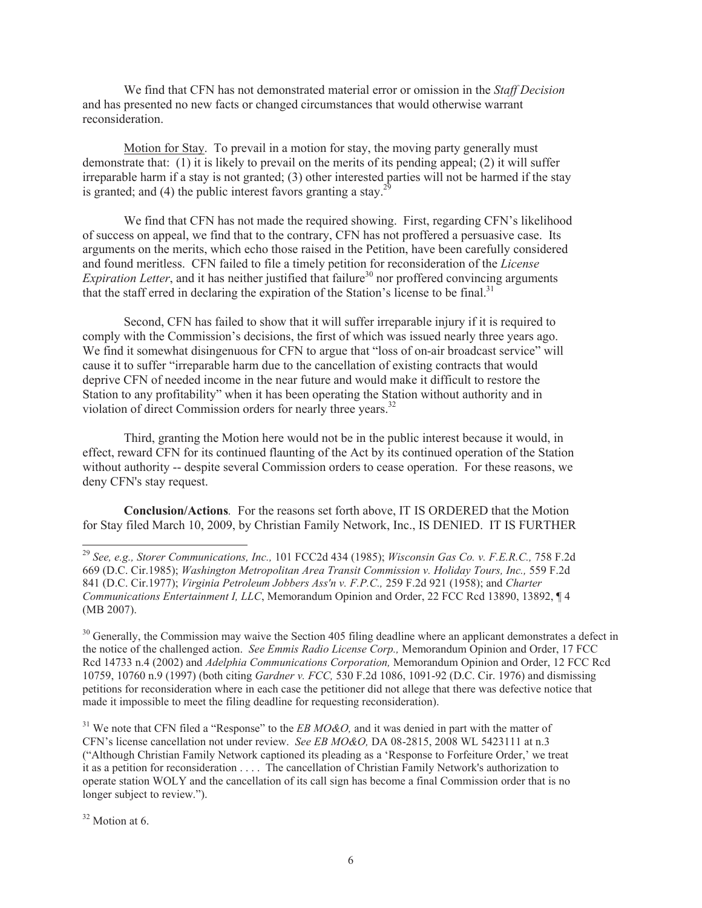We find that CFN has not demonstrated material error or omission in the *Staff Decision* and has presented no new facts or changed circumstances that would otherwise warrant reconsideration.

Motion for Stay. To prevail in a motion for stay, the moving party generally must demonstrate that: (1) it is likely to prevail on the merits of its pending appeal; (2) it will suffer irreparable harm if a stay is not granted; (3) other interested parties will not be harmed if the stay is granted; and (4) the public interest favors granting a stay.[29]

We find that CFN has not made the required showing. First, regarding CFN's likelihood of success on appeal, we find that to the contrary, CFN has not proffered a persuasive case. Its arguments on the merits, which echo those raised in the Petition, have been carefully considered and found meritless. CFN failed to file a timely petition for reconsideration of the *License Expiration Letter*, and it has neither justified that failure[30] nor proffered convincing arguments that the staff erred in declaring the expiration of the Station's license to be final.[31]

Second, CFN has failed to show that it will suffer irreparable injury if it is required to comply with the Commission's decisions, the first of which was issued nearly three years ago. We find it somewhat disingenuous for CFN to argue that "loss of on-air broadcast service" will cause it to suffer "irreparable harm due to the cancellation of existing contracts that would deprive CFN of needed income in the near future and would make it difficult to restore the Station to any profitability" when it has been operating the Station without authority and in violation of direct Commission orders for nearly three years.[32]

Third, granting the Motion here would not be in the public interest because it would, in effect, reward CFN for its continued flaunting of the Act by its continued operation of the Station without authority -- despite several Commission orders to cease operation. For these reasons, we deny CFN's stay request.

**Conclusion/Actions**. For the reasons set forth above, IT IS ORDERED that the Motion for Stay filed March 10, 2009, by Christian Family Network, Inc., IS DENIED. IT IS FURTHER

---

[29] *See, e.g., Storer Communications, Inc.,* 101 FCC2d 434 (1985); *Wisconsin Gas Co. v. F.E.R.C.,* 758 F.2d 669 (D.C. Cir.1985); *Washington Metropolitan Area Transit Commission v. Holiday Tours, Inc.,* 559 F.2d 841 (D.C. Cir.1977); *Virginia Petroleum Jobbers Ass'n v. F.P.C.,* 259 F.2d 921 (1958); and *Charter Communications Entertainment I, LLC*, Memorandum Opinion and Order, 22 FCC Rcd 13890, 13892, ¶ 4 (MB 2007).

[30] Generally, the Commission may waive the Section 405 filing deadline where an applicant demonstrates a defect in the notice of the challenged action. *See Emmis Radio License Corp.,* Memorandum Opinion and Order, 17 FCC Rcd 14733 n.4 (2002) and *Adelphia Communications Corporation,* Memorandum Opinion and Order, 12 FCC Rcd 10759, 10760 n.9 (1997) (both citing *Gardner v. FCC,* 530 F.2d 1086, 1091-92 (D.C. Cir. 1976) and dismissing petitions for reconsideration where in each case the petitioner did not allege that there was defective notice that made it impossible to meet the filing deadline for requesting reconsideration).

[31] We note that CFN filed a "Response" to the *EB MO&O,* and it was denied in part with the matter of CFN's license cancellation not under review. *See EB MO&O,* DA 08-2815, 2008 WL 5423111 at n.3 ("Although Christian Family Network captioned its pleading as a 'Response to Forfeiture Order,' we treat it as a petition for reconsideration . . . . The cancellation of Christian Family Network's authorization to operate station WOLY and the cancellation of its call sign has become a final Commission order that is no longer subject to review.").

[32] Motion at 6.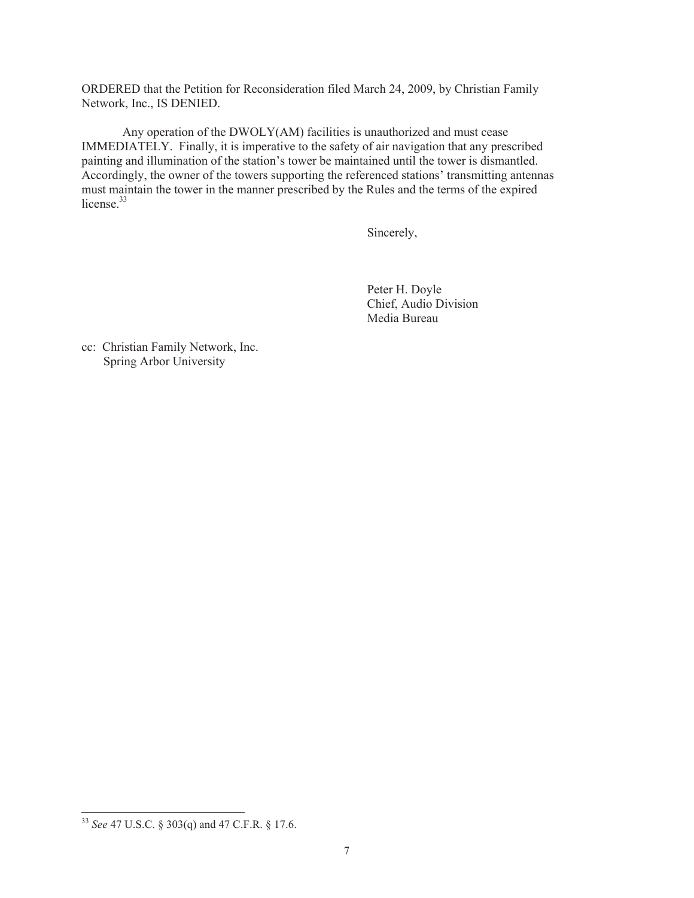ORDERED that the Petition for Reconsideration filed March 24, 2009, by Christian Family Network, Inc., IS DENIED.

Any operation of the DWOLY(AM) facilities is unauthorized and must cease IMMEDIATELY. Finally, it is imperative to the safety of air navigation that any prescribed painting and illumination of the station's tower be maintained until the tower is dismantled. Accordingly, the owner of the towers supporting the referenced stations' transmitting antennas must maintain the tower in the manner prescribed by the Rules and the terms of the expired license.[33]

Sincerely,

Peter H. Doyle  
Chief, Audio Division  
Media Bureau

cc: Christian Family Network, Inc.  
Spring Arbor University

---

[33] *See* 47 U.S.C. § 303(q) and 47 C.F.R. § 17.6.